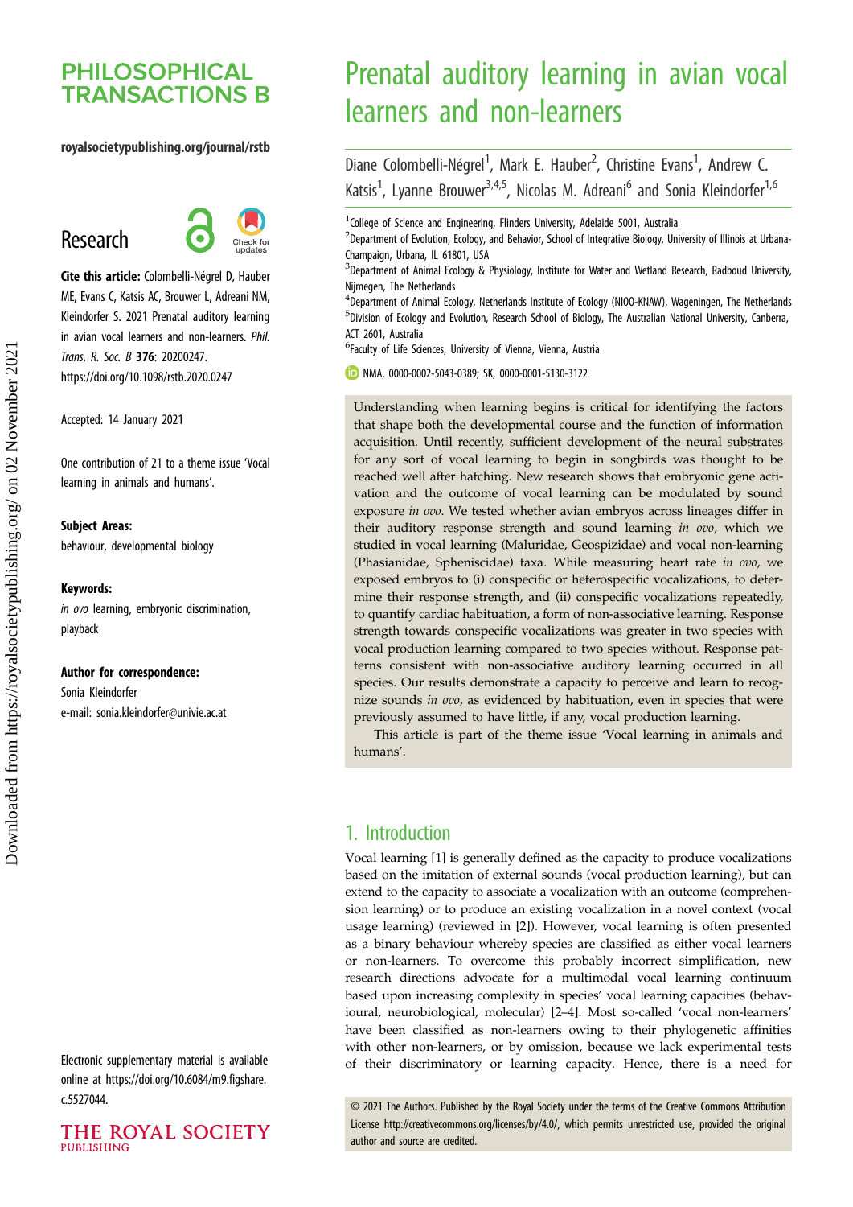PHILOSOPHICAL TRANSACTIONS B

royalsocietypublishing.org/journal/rstb

Research

**Cite this article:** Colombelli-Négrel D, Hauber ME, Evans C, Katsis AC, Brouwer L, Adreani NM, Kleindorfer S. 2021 Prenatal auditory learning in avian vocal learners and non-learners. *Phil. Trans. R. Soc. B* **376**: 20200247. https://doi.org/10.1098/rstb.2020.0247

Accepted: 14 January 2021

One contribution of 21 to a theme issue 'Vocal learning in animals and humans'.

**Subject Areas:**
behaviour, developmental biology

**Keywords:**
*in ovo* learning, embryonic discrimination, playback

**Author for correspondence:**
Sonia Kleindorfer
e-mail: sonia.kleindorfer@univie.ac.at

Electronic supplementary material is available online at https://doi.org/10.6084/m9.figshare.c.5527044.

# Prenatal auditory learning in avian vocal learners and non-learners

Diane Colombelli-Négrel[1], Mark E. Hauber[2], Christine Evans[1], Andrew C. Katsis[1], Lyanne Brouwer[3,4,5], Nicolas M. Adreani[6] and Sonia Kleindorfer[1,6]

[1]College of Science and Engineering, Flinders University, Adelaide 5001, Australia
[2]Department of Evolution, Ecology, and Behavior, School of Integrative Biology, University of Illinois at Urbana-Champaign, Urbana, IL 61801, USA
[3]Department of Animal Ecology & Physiology, Institute for Water and Wetland Research, Radboud University, Nijmegen, The Netherlands
[4]Department of Animal Ecology, Netherlands Institute of Ecology (NIOO-KNAW), Wageningen, The Netherlands
[5]Division of Ecology and Evolution, Research School of Biology, The Australian National University, Canberra, ACT 2601, Australia
[6]Faculty of Life Sciences, University of Vienna, Vienna, Austria

NMA, 0000-0002-5043-0389; SK, 0000-0001-5130-3122

Understanding when learning begins is critical for identifying the factors that shape both the developmental course and the function of information acquisition. Until recently, sufficient development of the neural substrates for any sort of vocal learning to begin in songbirds was thought to be reached well after hatching. New research shows that embryonic gene activation and the outcome of vocal learning can be modulated by sound exposure *in ovo*. We tested whether avian embryos across lineages differ in their auditory response strength and sound learning *in ovo*, which we studied in vocal learning (Maluridae, Geospizidae) and vocal non-learning (Phasianidae, Spheniscidae) taxa. While measuring heart rate *in ovo*, we exposed embryos to (i) conspecific or heterospecific vocalizations, to determine their response strength, and (ii) conspecific vocalizations repeatedly, to quantify cardiac habituation, a form of non-associative learning. Response strength towards conspecific vocalizations was greater in two species with vocal production learning compared to two species without. Response patterns consistent with non-associative auditory learning occurred in all species. Our results demonstrate a capacity to perceive and learn to recognize sounds *in ovo*, as evidenced by habituation, even in species that were previously assumed to have little, if any, vocal production learning.

This article is part of the theme issue 'Vocal learning in animals and humans'.

## 1. Introduction

Vocal learning [1] is generally defined as the capacity to produce vocalizations based on the imitation of external sounds (vocal production learning), but can extend to the capacity to associate a vocalization with an outcome (comprehension learning) or to produce an existing vocalization in a novel context (vocal usage learning) (reviewed in [2]). However, vocal learning is often presented as a binary behaviour whereby species are classified as either vocal learners or non-learners. To overcome this probably incorrect simplification, new research directions advocate for a multimodal vocal learning continuum based upon increasing complexity in species' vocal learning capacities (behavioural, neurobiological, molecular) [2–4]. Most so-called 'vocal non-learners' have been classified as non-learners owing to their phylogenetic affinities with other non-learners, or by omission, because we lack experimental tests of their discriminatory or learning capacity. Hence, there is a need for

© 2021 The Authors. Published by the Royal Society under the terms of the Creative Commons Attribution License http://creativecommons.org/licenses/by/4.0/, which permits unrestricted use, provided the original author and source are credited.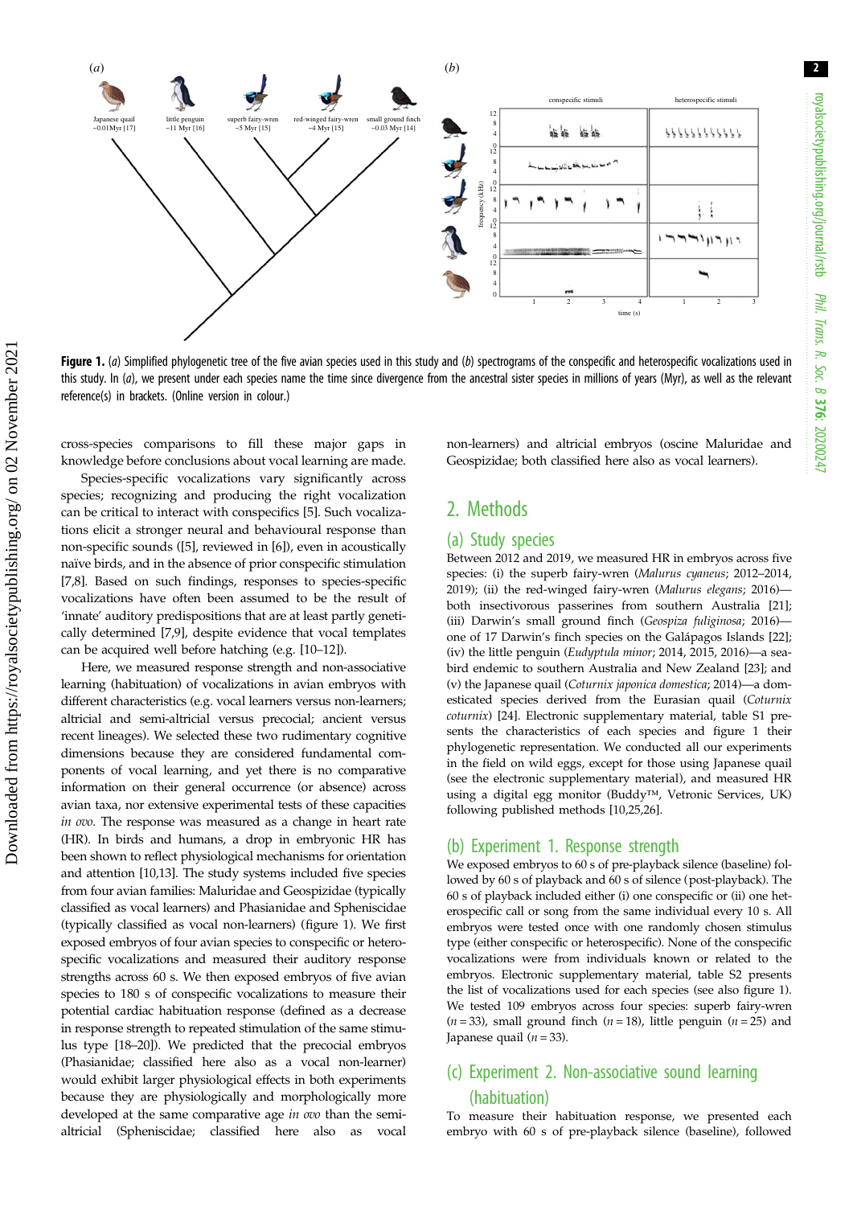**Figure 1.** (*a*) Simplified phylogenetic tree of the five avian species used in this study and (*b*) spectrograms of the conspecific and heterospecific vocalizations used in this study. In (*a*), we present under each species name the time since divergence from the ancestral sister species in millions of years (Myr), as well as the relevant reference(s) in brackets. (Online version in colour.)

cross-species comparisons to fill these major gaps in knowledge before conclusions about vocal learning are made.

Species-specific vocalizations vary significantly across species; recognizing and producing the right vocalization can be critical to interact with conspecifics [5]. Such vocalizations elicit a stronger neural and behavioural response than non-specific sounds ([5], reviewed in [6]), even in acoustically naïve birds, and in the absence of prior conspecific stimulation [7,8]. Based on such findings, responses to species-specific vocalizations have often been assumed to be the result of 'innate' auditory predispositions that are at least partly genetically determined [7,9], despite evidence that vocal templates can be acquired well before hatching (e.g. [10–12]).

Here, we measured response strength and non-associative learning (habituation) of vocalizations in avian embryos with different characteristics (e.g. vocal learners versus non-learners; altricial and semi-altricial versus precocial; ancient versus recent lineages). We selected these two rudimentary cognitive dimensions because they are considered fundamental components of vocal learning, and yet there is no comparative information on their general occurrence (or absence) across avian taxa, nor extensive experimental tests of these capacities *in ovo*. The response was measured as a change in heart rate (HR). In birds and humans, a drop in embryonic HR has been shown to reflect physiological mechanisms for orientation and attention [10,13]. The study systems included five species from four avian families: Maluridae and Geospizidae (typically classified as vocal learners) and Phasianidae and Spheniscidae (typically classified as vocal non-learners) (figure 1). We first exposed embryos of four avian species to conspecific or heterospecific vocalizations and measured their auditory response strengths across 60 s. We then exposed embryos of five avian species to 180 s of conspecific vocalizations to measure their potential cardiac habituation response (defined as a decrease in response strength to repeated stimulation of the same stimulus type [18–20]). We predicted that the precocial embryos (Phasianidae; classified here also as a vocal non-learner) would exhibit larger physiological effects in both experiments because they are physiologically and morphologically more developed at the same comparative age *in ovo* than the semi-altricial (Spheniscidae; classified here also as vocal non-learners) and altricial embryos (oscine Maluridae and Geospizidae; both classified here also as vocal learners).

## 2. Methods

### (a) Study species

Between 2012 and 2019, we measured HR in embryos across five species: (i) the superb fairy-wren (*Malurus cyaneus*; 2012–2014, 2019); (ii) the red-winged fairy-wren (*Malurus elegans*; 2016)—both insectivorous passerines from southern Australia [21]; (iii) Darwin's small ground finch (*Geospiza fuliginosa*; 2016)—one of 17 Darwin's finch species on the Galápagos Islands [22]; (iv) the little penguin (*Eudyptula minor*; 2014, 2015, 2016)—a seabird endemic to southern Australia and New Zealand [23]; and (v) the Japanese quail (*Coturnix japonica domestica*; 2014)—a domesticated species derived from the Eurasian quail (*Coturnix coturnix*) [24]. Electronic supplementary material, table S1 presents the characteristics of each species and figure 1 their phylogenetic representation. We conducted all our experiments in the field on wild eggs, except for those using Japanese quail (see the electronic supplementary material), and measured HR using a digital egg monitor (Buddy™, Vetronic Services, UK) following published methods [10,25,26].

### (b) Experiment 1. Response strength

We exposed embryos to 60 s of pre-playback silence (baseline) followed by 60 s of playback and 60 s of silence (post-playback). The 60 s of playback included either (i) one conspecific or (ii) one heterospecific call or song from the same individual every 10 s. All embryos were tested once with one randomly chosen stimulus type (either conspecific or heterospecific). None of the conspecific vocalizations were from individuals known or related to the embryos. Electronic supplementary material, table S2 presents the list of vocalizations used for each species (see also figure 1). We tested 109 embryos across four species: superb fairy-wren ($n = 33$), small ground finch ($n = 18$), little penguin ($n = 25$) and Japanese quail ($n = 33$).

### (c) Experiment 2. Non-associative sound learning (habituation)

To measure their habituation response, we presented each embryo with 60 s of pre-playback silence (baseline), followed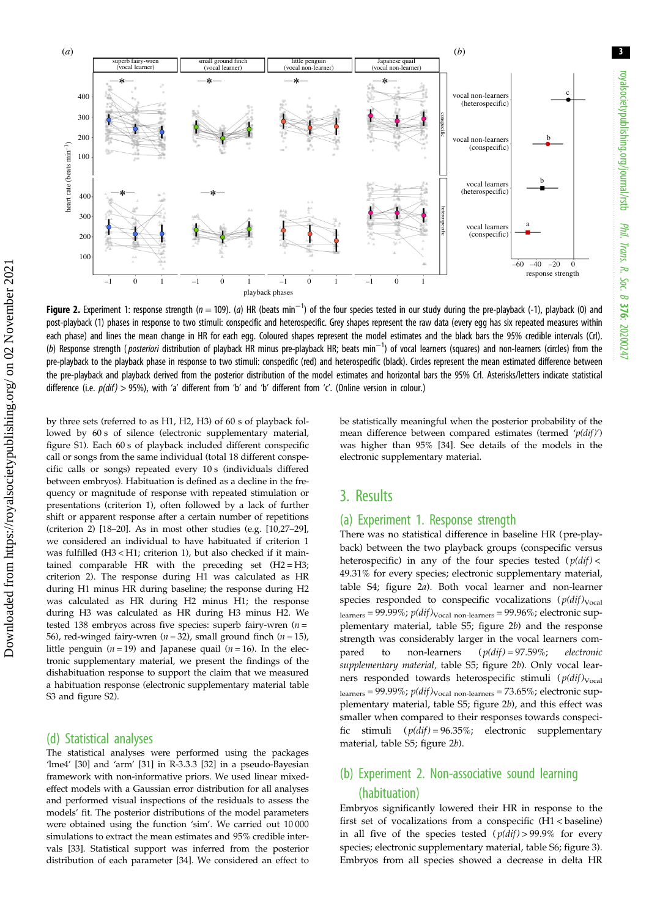**Figure 2.** Experiment 1: response strength ($n = 109$). (*a*) HR (beats min$^{-1}$) of the four species tested in our study during the pre-playback (-1), playback (0) and post-playback (1) phases in response to two stimuli: conspecific and heterospecific. Grey shapes represent the raw data (every egg has six repeated measures within each phase) and lines the mean change in HR for each egg. Coloured shapes represent the model estimates and the black bars the 95% credible intervals (CrI). (*b*) Response strength (*posteriori* distribution of playback HR minus pre-playback HR; beats min$^{-1}$) of vocal learners (squares) and non-learners (circles) from the pre-playback to the playback phase in response to two stimuli: conspecific (red) and heterospecific (black). Circles represent the mean estimated difference between the pre-playback and playback derived from the posterior distribution of the model estimates and horizontal bars the 95% CrI. Asterisks/letters indicate statistical difference (i.e. $p(dif) > 95\%$), with 'a' different from 'b' and 'b' different from 'c'. (Online version in colour.)

by three sets (referred to as H1, H2, H3) of 60 s of playback followed by 60 s of silence (electronic supplementary material, figure S1). Each 60 s of playback included different conspecific call or songs from the same individual (total 18 different conspecific calls or songs) repeated every 10 s (individuals differed between embryos). Habituation is defined as a decline in the frequency or magnitude of response with repeated stimulation or presentations (criterion 1), often followed by a lack of further shift or apparent response after a certain number of repetitions (criterion 2) [18–20]. As in most other studies (e.g. [10,27–29], we considered an individual to have habituated if criterion 1 was fulfilled (H3 < H1; criterion 1), but also checked if it maintained comparable HR with the preceding set (H2 = H3; criterion 2). The response during H1 was calculated as HR during H1 minus HR during baseline; the response during H2 was calculated as HR during H2 minus H1; the response during H3 was calculated as HR during H3 minus H2. We tested 138 embryos across five species: superb fairy-wren ($n$ = 56), red-winged fairy-wren ($n = 32$), small ground finch ($n = 15$), little penguin ($n = 19$) and Japanese quail ($n = 16$). In the electronic supplementary material, we present the findings of the dishabituation response to support the claim that we measured a habituation response (electronic supplementary material table S3 and figure S2).

## (d) Statistical analyses

The statistical analyses were performed using the packages 'lme4' [30] and 'arm' [31] in R-3.3.3 [32] in a pseudo-Bayesian framework with non-informative priors. We used linear mixed-effect models with a Gaussian error distribution for all analyses and performed visual inspections of the residuals to assess the models' fit. The posterior distributions of the model parameters were obtained using the function 'sim'. We carried out 10 000 simulations to extract the mean estimates and 95% credible intervals [33]. Statistical support was inferred from the posterior distribution of each parameter [34]. We considered an effect to be statistically meaningful when the posterior probability of the mean difference between compared estimates (termed '*p(dif)*') was higher than 95% [34]. See details of the models in the electronic supplementary material.

# 3. Results

## (a) Experiment 1. Response strength

There was no statistical difference in baseline HR (pre-playback) between the two playback groups (conspecific versus heterospecific) in any of the four species tested ($p(dif) <$ 49.31% for every species; electronic supplementary material, table S4; figure 2*a*). Both vocal learner and non-learner species responded to conspecific vocalizations ($p(dif)_{\text{Vocal learners}} = 99.99\%$; $p(dif)_{\text{Vocal non-learners}} = 99.96\%$; electronic supplementary material, table S5; figure 2*b*) and the response strength was considerably larger in the vocal learners compared to non-learners ($p(dif) = 97.59\%$; *electronic supplementary material,* table S5; figure 2*b*). Only vocal learners responded towards heterospecific stimuli ($p(dif)_{\text{Vocal learners}} = 99.99\%$; $p(dif)_{\text{Vocal non-learners}} = 73.65\%$; electronic supplementary material, table S5; figure 2*b*), and this effect was smaller when compared to their responses towards conspecific stimuli ($p(dif) = 96.35\%$; electronic supplementary material, table S5; figure 2*b*).

## (b) Experiment 2. Non-associative sound learning (habituation)

Embryos significantly lowered their HR in response to the first set of vocalizations from a conspecific (H1 < baseline) in all five of the species tested ($p(dif) > 99.9\%$ for every species; electronic supplementary material, table S6; figure 3). Embryos from all species showed a decrease in delta HR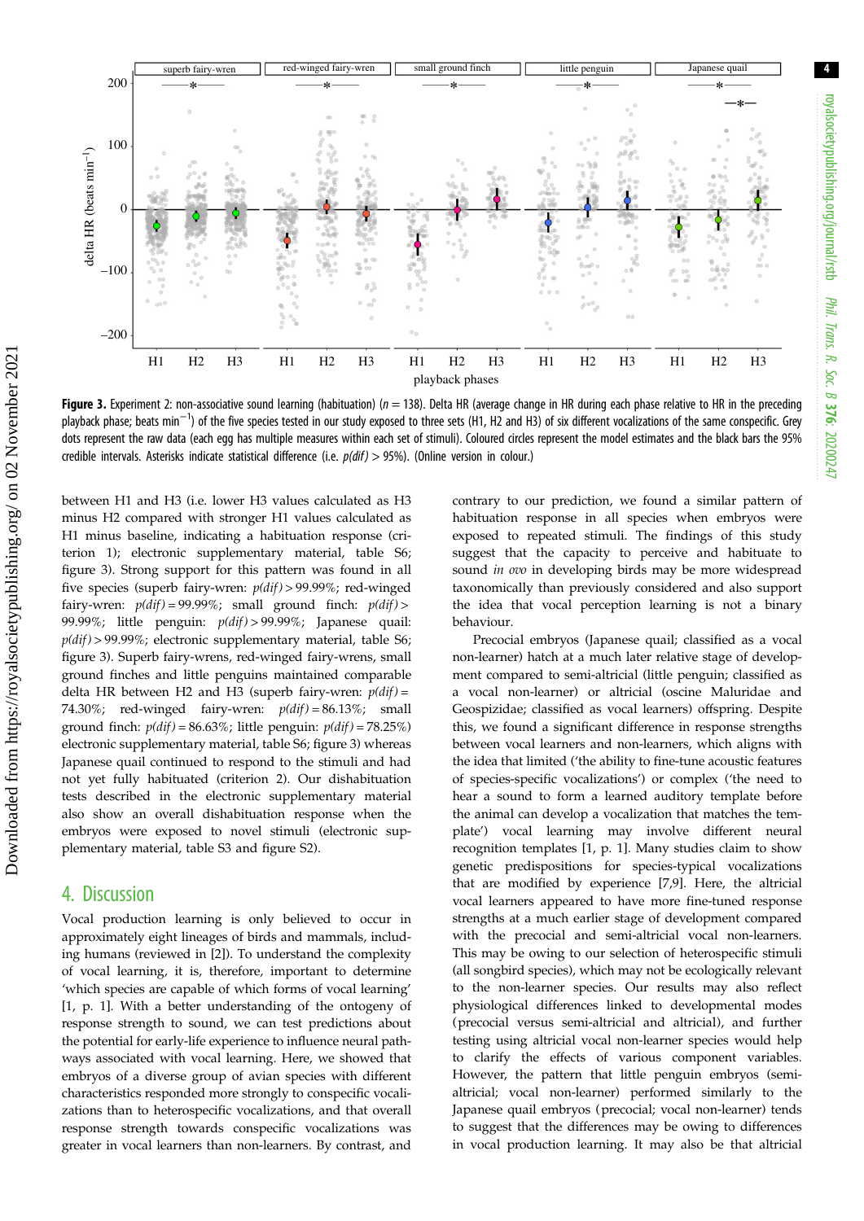**Figure 3.** Experiment 2: non-associative sound learning (habituation) ($n = 138$). Delta HR (average change in HR during each phase relative to HR in the preceding playback phase; beats min$^{-1}$) of the five species tested in our study exposed to three sets (H1, H2 and H3) of six different vocalizations of the same conspecific. Grey dots represent the raw data (each egg has multiple measures within each set of stimuli). Coloured circles represent the model estimates and the black bars the 95% credible intervals. Asterisks indicate statistical difference (i.e. $p(dif) > 95\%$). (Online version in colour.)

between H1 and H3 (i.e. lower H3 values calculated as H3 minus H2 compared with stronger H1 values calculated as H1 minus baseline, indicating a habituation response (criterion 1); electronic supplementary material, table S6; figure 3). Strong support for this pattern was found in all five species (superb fairy-wren: $p(dif) > 99.99\%$; red-winged fairy-wren: $p(dif) = 99.99\%$; small ground finch: $p(dif) > 99.99\%$; little penguin: $p(dif) > 99.99\%$; Japanese quail: $p(dif) > 99.99\%$; electronic supplementary material, table S6; figure 3). Superb fairy-wrens, red-winged fairy-wrens, small ground finches and little penguins maintained comparable delta HR between H2 and H3 (superb fairy-wren: $p(dif) = 74.30\%$; red-winged fairy-wren: $p(dif) = 86.13\%$; small ground finch: $p(dif) = 86.63\%$; little penguin: $p(dif) = 78.25\%$) electronic supplementary material, table S6; figure 3) whereas Japanese quail continued to respond to the stimuli and had not yet fully habituated (criterion 2). Our dishabituation tests described in the electronic supplementary material also show an overall dishabituation response when the embryos were exposed to novel stimuli (electronic supplementary material, table S3 and figure S2).

## 4. Discussion

Vocal production learning is only believed to occur in approximately eight lineages of birds and mammals, including humans (reviewed in [2]). To understand the complexity of vocal learning, it is, therefore, important to determine 'which species are capable of which forms of vocal learning' [1, p. 1]. With a better understanding of the ontogeny of response strength to sound, we can test predictions about the potential for early-life experience to influence neural pathways associated with vocal learning. Here, we showed that embryos of a diverse group of avian species with different characteristics responded more strongly to conspecific vocalizations than to heterospecific vocalizations, and that overall response strength towards conspecific vocalizations was greater in vocal learners than non-learners. By contrast, and contrary to our prediction, we found a similar pattern of habituation response in all species when embryos were exposed to repeated stimuli. The findings of this study suggest that the capacity to perceive and habituate to sound *in ovo* in developing birds may be more widespread taxonomically than previously considered and also support the idea that vocal perception learning is not a binary behaviour.

Precocial embryos (Japanese quail; classified as a vocal non-learner) hatch at a much later relative stage of development compared to semi-altricial (little penguin; classified as a vocal non-learner) or altricial (oscine Maluridae and Geospizidae; classified as vocal learners) offspring. Despite this, we found a significant difference in response strengths between vocal learners and non-learners, which aligns with the idea that limited ('the ability to fine-tune acoustic features of species-specific vocalizations') or complex ('the need to hear a sound to form a learned auditory template before the animal can develop a vocalization that matches the template') vocal learning may involve different neural recognition templates [1, p. 1]. Many studies claim to show genetic predispositions for species-typical vocalizations that are modified by experience [7,9]. Here, the altricial vocal learners appeared to have more fine-tuned response strengths at a much earlier stage of development compared with the precocial and semi-altricial vocal non-learners. This may be owing to our selection of heterospecific stimuli (all songbird species), which may not be ecologically relevant to the non-learner species. Our results may also reflect physiological differences linked to developmental modes (precocial versus semi-altricial and altricial), and further testing using altricial vocal non-learner species would help to clarify the effects of various component variables. However, the pattern that little penguin embryos (semi-altricial; vocal non-learner) performed similarly to the Japanese quail embryos (precocial; vocal non-learner) tends to suggest that the differences may be owing to differences in vocal production learning. It may also be that altricial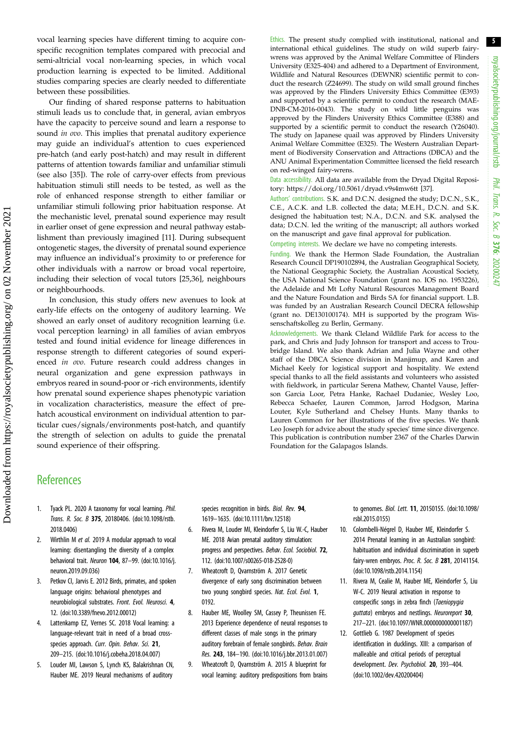vocal learning species have different timing to acquire conspecific recognition templates compared with precocial and semi-altricial vocal non-learning species, in which vocal production learning is expected to be limited. Additional studies comparing species are clearly needed to differentiate between these possibilities.

Our finding of shared response patterns to habituation stimuli leads us to conclude that, in general, avian embryos have the capacity to perceive sound and learn a response to sound *in ovo*. This implies that prenatal auditory experience may guide an individual's attention to cues experienced pre-hatch (and early post-hatch) and may result in different patterns of attention towards familiar and unfamiliar stimuli (see also [35]). The role of carry-over effects from previous habituation stimuli still needs to be tested, as well as the role of enhanced response strength to either familiar or unfamiliar stimuli following prior habituation response. At the mechanistic level, prenatal sound experience may result in earlier onset of gene expression and neural pathway establishment than previously imagined [11]. During subsequent ontogenetic stages, the diversity of prenatal sound experience may influence an individual's proximity to or preference for other individuals with a narrow or broad vocal repertoire, including their selection of vocal tutors [25,36], neighbours or neighbourhoods.

In conclusion, this study offers new avenues to look at early-life effects on the ontogeny of auditory learning. We showed an early onset of auditory recognition learning (i.e. vocal perception learning) in all families of avian embryos tested and found initial evidence for lineage differences in response strength to different categories of sound experienced *in ovo*. Future research could address changes in neural organization and gene expression pathways in embryos reared in sound-poor or -rich environments, identify how prenatal sound experience shapes phenotypic variation in vocalization characteristics, measure the effect of pre-hatch acoustical environment on individual attention to particular cues/signals/environments post-hatch, and quantify the strength of selection on adults to guide the prenatal sound experience of their offspring.

Ethics. The present study complied with institutional, national and international ethical guidelines. The study on wild superb fairy-wrens was approved by the Animal Welfare Committee of Flinders University (E325-404) and adhered to a Department of Environment, Wildlife and Natural Resources (DEWNR) scientific permit to conduct the research (Z24699). The study on wild small ground finches was approved by the Flinders University Ethics Committee (E393) and supported by a scientific permit to conduct the research (MAE-DNB-CM-2016-0043). The study on wild little penguins was approved by the Flinders University Ethics Committee (E388) and supported by a scientific permit to conduct the research (Y26040). The study on Japanese quail was approved by Flinders University Animal Welfare Committee (E325). The Western Australian Department of Biodiversity Conservation and Attractions (DBCA) and the ANU Animal Experimentation Committee licensed the field research on red-winged fairy-wrens.

Data accessibility. All data are available from the Dryad Digital Repository: https://doi.org/10.5061/dryad.v9s4mw6tt [37].

Authors' contributions. S.K. and D.C.N. designed the study; D.C.N., S.K., C.E., A.C.K. and L.B. collected the data; M.E.H., D.C.N. and S.K. designed the habituation test; N.A., D.C.N. and S.K. analysed the data; D.C.N. led the writing of the manuscript; all authors worked on the manuscript and gave final approval for publication.

Competing interests. We declare we have no competing interests.

Funding. We thank the Hermon Slade Foundation, the Australian Research Council DP190102894, the Australian Geographical Society, the National Geographic Society, the Australian Acoustical Society, the USA National Science Foundation (grant no. IOS no. 1953226), the Adelaide and Mt Lofty Natural Resources Management Board and the Nature Foundation and Birds SA for financial support. L.B. was funded by an Australian Research Council DECRA fellowship (grant no. DE130100174). MH is supported by the program Wissenschaftskolleg zu Berlin, Germany.

Acknowledgements. We thank Cleland Wildlife Park for access to the park, and Chris and Judy Johnson for transport and access to Troubridge Island. We also thank Adrian and Julia Wayne and other staff of the DBCA Science division in Manjimup, and Karen and Michael Keely for logistical support and hospitality. We extend special thanks to all the field assistants and volunteers who assisted with fieldwork, in particular Serena Mathew, Chantel Vause, Jefferson Garcia Loor, Petra Hanke, Rachael Dudaniec, Wesley Loo, Rebecca Schaefer, Lauren Common, Jarrod Hodgson, Marina Louter, Kyle Sutherland and Chelsey Hunts. Many thanks to Lauren Common for her illustrations of the five species. We thank Leo Joseph for advice about the study species' time since divergence. This publication is contribution number 2367 of the Charles Darwin Foundation for the Galapagos Islands.

## References

1. Tyack PL. 2020 A taxonomy for vocal learning. *Phil. Trans. R. Soc. B* **375**, 20180406. (doi:10.1098/rstb.2018.0406)
2. Wirthlin M *et al.* 2019 A modular approach to vocal learning: disentangling the diversity of a complex behavioral trait. *Neuron* **104**, 87–99. (doi:10.1016/j.neuron.2019.09.036)
3. Petkov CI, Jarvis E. 2012 Birds, primates, and spoken language origins: behavioral phenotypes and neurobiological substrates. *Front. Evol. Neurosci.* **4**, 12. (doi:10.3389/fnevo.2012.00012)
4. Lattenkamp EZ, Vernes SC. 2018 Vocal learning: a language-relevant trait in need of a broad cross-species approach. *Curr. Opin. Behav. Sci.* **21**, 209–215. (doi:10.1016/j.cobeha.2018.04.007)
5. Louder MI, Lawson S, Lynch KS, Balakrishnan CN, Hauber ME. 2019 Neural mechanisms of auditory species recognition in birds. *Biol. Rev.* **94**, 1619–1635. (doi:10.1111/brv.12518)
6. Rivera M, Louder MI, Kleindorfer S, Liu W.-C, Hauber ME. 2018 Avian prenatal auditory stimulation: progress and perspectives. *Behav. Ecol. Sociobiol.* **72**, 112. (doi:10.1007/s00265-018-2528-0)
7. Wheatcroft D, Qvarnström A. 2017 Genetic divergence of early song discrimination between two young songbird species. *Nat. Ecol. Evol.* **1**, 0192.
8. Hauber ME, Woolley SM, Cassey P, Theunissen FE. 2013 Experience dependence of neural responses to different classes of male songs in the primary auditory forebrain of female songbirds. *Behav. Brain Res.* **243**, 184–190. (doi:10.1016/j.bbr.2013.01.007)
9. Wheatcroft D, Qvarnström A. 2015 A blueprint for vocal learning: auditory predispositions from brains to genomes. *Biol. Lett.* **11**, 20150155. (doi:10.1098/rsbl.2015.0155)
10. Colombelli-Négrel D, Hauber ME, Kleindorfer S. 2014 Prenatal learning in an Australian songbird: habituation and individual discrimination in superb fairy-wren embryos. *Proc. R. Soc. B* **281**, 20141154. (doi:10.1098/rstb.2014.1154)
11. Rivera M, Cealie M, Hauber ME, Kleindorfer S, Liu W-C. 2019 Neural activation in response to conspecific songs in zebra finch (*Taeniopygia guttata*) embryos and nestlings. *Neuroreport* **30**, 217–221. (doi:10.1097/WNR.0000000000001187)
12. Gottlieb G. 1987 Development of species identification in ducklings. XIII: a comparison of malleable and critical periods of perceptual development. *Dev. Psychobiol.* **20**, 393–404. (doi:10.1002/dev.420200404)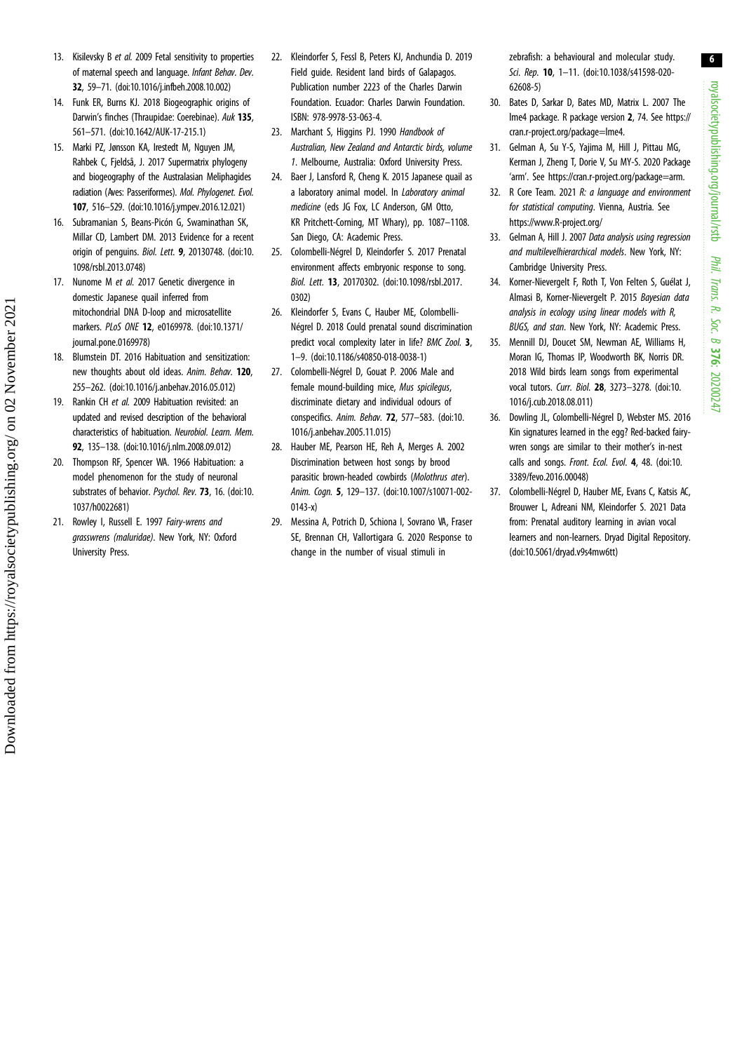13. Kisilevsky B *et al.* 2009 Fetal sensitivity to properties of maternal speech and language. *Infant Behav. Dev.* **32**, 59–71. (doi:10.1016/j.infbeh.2008.10.002)
14. Funk ER, Burns KJ. 2018 Biogeographic origins of Darwin's finches (Thraupidae: Coerebinae). *Auk* **135**, 561–571. (doi:10.1642/AUK-17-215.1)
15. Marki PZ, Jønsson KA, Irestedt M, Nguyen JM, Rahbek C, Fjeldså, J. 2017 Supermatrix phylogeny and biogeography of the Australasian Meliphagides radiation (Aves: Passeriformes). *Mol. Phylogenet. Evol.* **107**, 516–529. (doi:10.1016/j.ympev.2016.12.021)
16. Subramanian S, Beans-Picón G, Swaminathan SK, Millar CD, Lambert DM. 2013 Evidence for a recent origin of penguins. *Biol. Lett.* **9**, 20130748. (doi:10.1098/rsbl.2013.0748)
17. Nunome M *et al.* 2017 Genetic divergence in domestic Japanese quail inferred from mitochondrial DNA D-loop and microsatellite markers. *PLoS ONE* **12**, e0169978. (doi:10.1371/journal.pone.0169978)
18. Blumstein DT. 2016 Habituation and sensitization: new thoughts about old ideas. *Anim. Behav.* **120**, 255–262. (doi:10.1016/j.anbehav.2016.05.012)
19. Rankin CH *et al.* 2009 Habituation revisited: an updated and revised description of the behavioral characteristics of habituation. *Neurobiol. Learn. Mem.* **92**, 135–138. (doi:10.1016/j.nlm.2008.09.012)
20. Thompson RF, Spencer WA. 1966 Habituation: a model phenomenon for the study of neuronal substrates of behavior. *Psychol. Rev.* **73**, 16. (doi:10.1037/h0022681)
21. Rowley I, Russell E. 1997 *Fairy-wrens and grasswrens (maluridae)*. New York, NY: Oxford University Press.
22. Kleindorfer S, Fessl B, Peters KJ, Anchundia D. 2019 Field guide. Resident land birds of Galapagos. Publication number 2223 of the Charles Darwin Foundation. Ecuador: Charles Darwin Foundation. ISBN: 978-9978-53-063-4.
23. Marchant S, Higgins PJ. 1990 *Handbook of Australian, New Zealand and Antarctic birds, volume 1*. Melbourne, Australia: Oxford University Press.
24. Baer J, Lansford R, Cheng K. 2015 Japanese quail as a laboratory animal model. In *Laboratory animal medicine* (eds JG Fox, LC Anderson, GM Otto, KR Pritchett-Corning, MT Whary), pp. 1087–1108. San Diego, CA: Academic Press.
25. Colombelli-Négrel D, Kleindorfer S. 2017 Prenatal environment affects embryonic response to song. *Biol. Lett.* **13**, 20170302. (doi:10.1098/rsbl.2017.0302)
26. Kleindorfer S, Evans C, Hauber ME, Colombelli-Négrel D. 2018 Could prenatal sound discrimination predict vocal complexity later in life? *BMC Zool.* **3**, 1–9. (doi:10.1186/s40850-018-0038-1)
27. Colombelli-Négrel D, Gouat P. 2006 Male and female mound-building mice, *Mus spicilegus*, discriminate dietary and individual odours of conspecifics. *Anim. Behav.* **72**, 577–583. (doi:10.1016/j.anbehav.2005.11.015)
28. Hauber ME, Pearson HE, Reh A, Merges A. 2002 Discrimination between host songs by brood parasitic brown-headed cowbirds (*Molothrus ater*). *Anim. Cogn.* **5**, 129–137. (doi:10.1007/s10071-002-0143-x)
29. Messina A, Potrich D, Schiona I, Sovrano VA, Fraser SE, Brennan CH, Vallortigara G. 2020 Response to change in the number of visual stimuli in zebrafish: a behavioural and molecular study. *Sci. Rep.* **10**, 1–11. (doi:10.1038/s41598-020-62608-5)
30. Bates D, Sarkar D, Bates MD, Matrix L. 2007 The lme4 package. R package version **2**, 74. See https://cran.r-project.org/package=lme4.
31. Gelman A, Su Y-S, Yajima M, Hill J, Pittau MG, Kerman J, Zheng T, Dorie V, Su MY-S. 2020 Package 'arm'. See https://cran.r-project.org/package=arm.
32. R Core Team. 2021 *R: a language and environment for statistical computing*. Vienna, Austria. See https://www.R-project.org/
33. Gelman A, Hill J. 2007 *Data analysis using regression and multilevel/hierarchical models*. New York, NY: Cambridge University Press.
34. Korner-Nievergelt F, Roth T, Von Felten S, Guélat J, Almasi B, Korner-Nievergelt P. 2015 *Bayesian data analysis in ecology using linear models with R, BUGS, and stan*. New York, NY: Academic Press.
35. Mennill DJ, Doucet SM, Newman AE, Williams H, Moran IG, Thomas IP, Woodworth BK, Norris DR. 2018 Wild birds learn songs from experimental vocal tutors. *Curr. Biol.* **28**, 3273–3278. (doi:10.1016/j.cub.2018.08.011)
36. Dowling JL, Colombelli-Négrel D, Webster MS. 2016 Kin signatures learned in the egg? Red-backed fairy-wren songs are similar to their mother's in-nest calls and songs. *Front. Ecol. Evol.* **4**, 48. (doi:10.3389/fevo.2016.00048)
37. Colombelli-Négrel D, Hauber ME, Evans C, Katsis AC, Brouwer L, Adreani NM, Kleindorfer S. 2021 Data from: Prenatal auditory learning in avian vocal learners and non-learners. Dryad Digital Repository. (doi:10.5061/dryad.v9s4mw6tt)